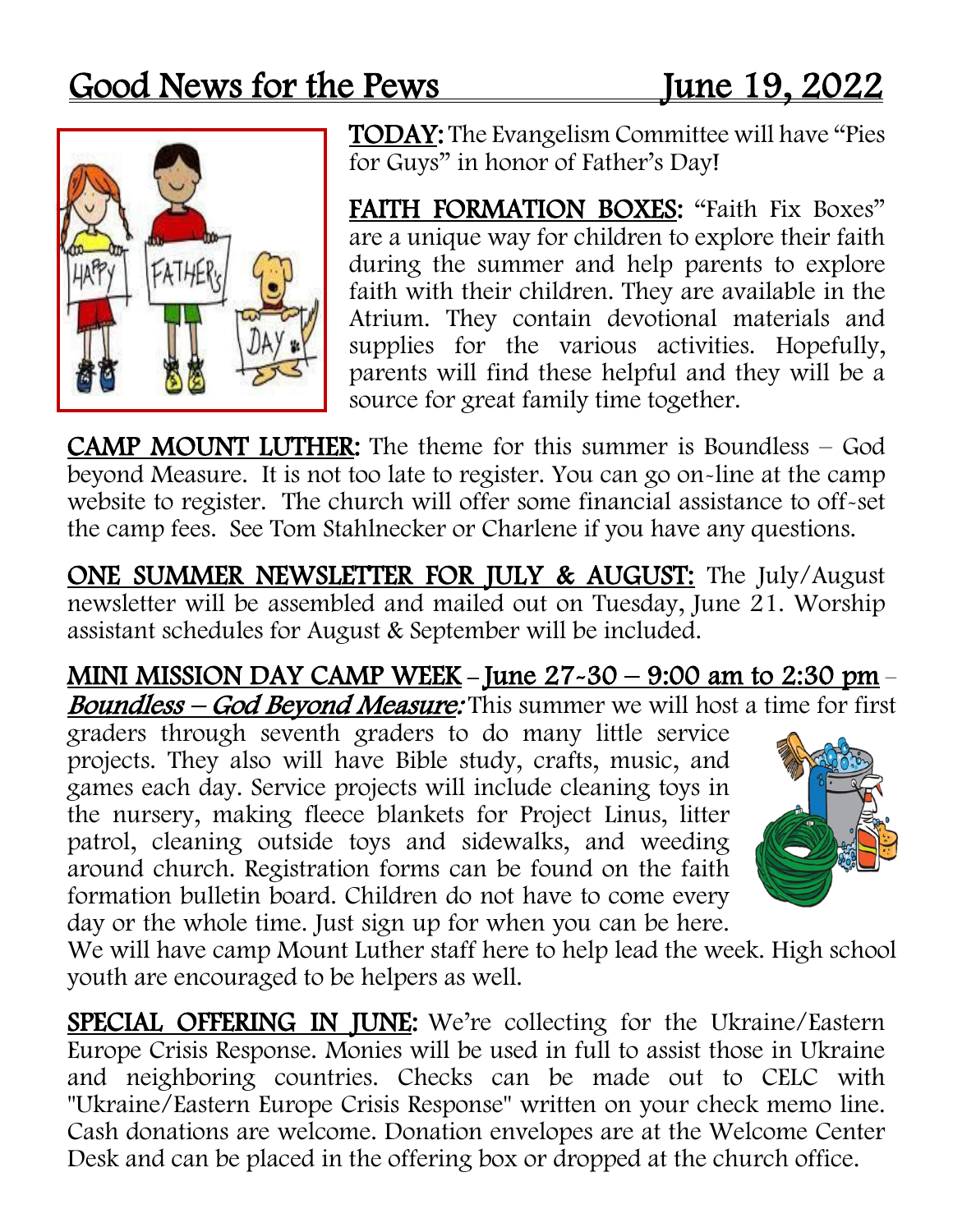# Good News for the Pews June 19, 2022

**TODAY:** The Evangelism Committee will have "Pies for Guys" in honor of Father's Day!

**FAITH FORMATION BOXES:** "Faith Fix Boxes" are a unique way for children to explore their faith during the summer and help parents to explore faith with their children. They are available in the Atrium. They contain devotional materials and supplies for the various activities. Hopefully, parents will find these helpful and they will be a source for great family time together.

**CAMP MOUNT LUTHER:** The theme for this summer is Boundless – God beyond Measure. It is not too late to register. You can go on-line at the camp website to register. The church will offer some financial assistance to off-set the camp fees. See Tom Stahlnecker or Charlene if you have any questions.

**ONE SUMMER NEWSLETTER FOR JULY & AUGUST:** The July/August newsletter will be assembled and mailed out on Tuesday, June 21. Worship assistant schedules for August & September will be included.

**MINI MISSION DAY CAMP WEEK – June 27-30 – 9:00 am to 2:30 pm – *Boundless – God Beyond Measure:*** This summer we will host a time for first graders through seventh graders to do many little service projects. They also will have Bible study, crafts, music, and games each day. Service projects will include cleaning toys in the nursery, making fleece blankets for Project Linus, litter patrol, cleaning outside toys and sidewalks, and weeding around church. Registration forms can be found on the faith formation bulletin board. Children do not have to come every day or the whole time. Just sign up for when you can be here. We will have camp Mount Luther staff here to help lead the week. High school youth are encouraged to be helpers as well.

**SPECIAL OFFERING IN JUNE:** We're collecting for the Ukraine/Eastern Europe Crisis Response. Monies will be used in full to assist those in Ukraine and neighboring countries. Checks can be made out to CELC with "Ukraine/Eastern Europe Crisis Response" written on your check memo line. Cash donations are welcome. Donation envelopes are at the Welcome Center Desk and can be placed in the offering box or dropped at the church office.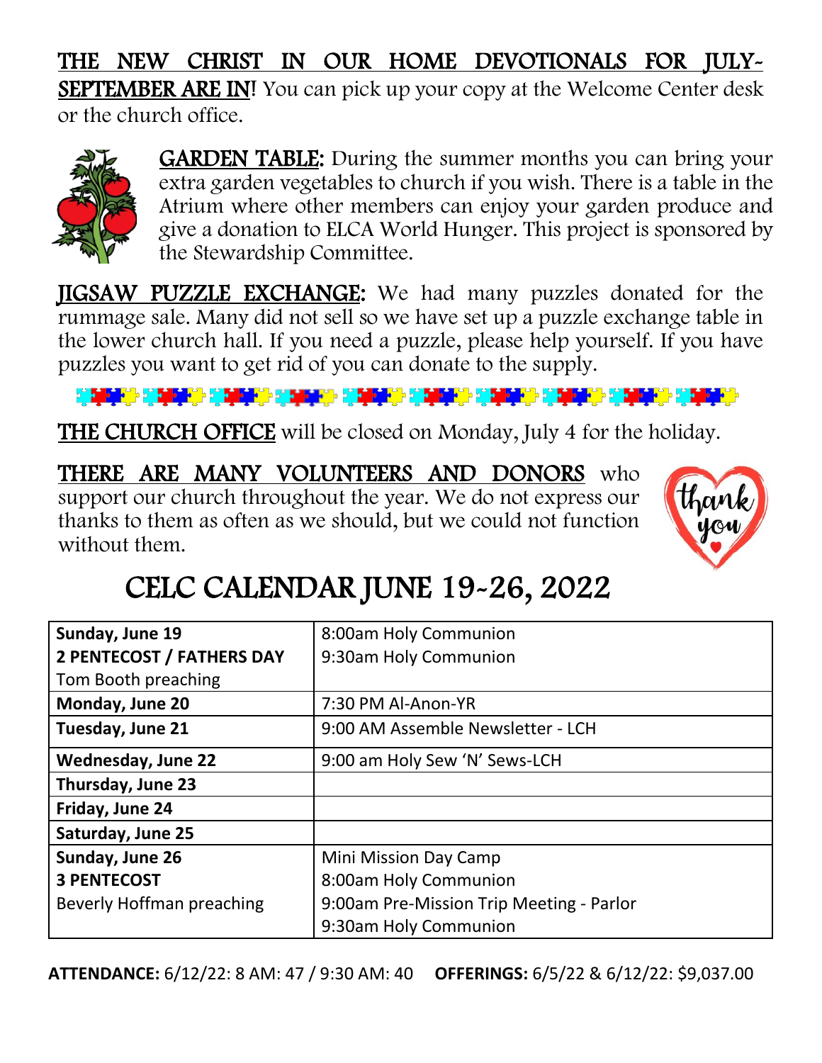**THE NEW CHRIST IN OUR HOME DEVOTIONALS FOR JULY-SEPTEMBER ARE IN!** You can pick up your copy at the Welcome Center desk or the church office.

**GARDEN TABLE:** During the summer months you can bring your extra garden vegetables to church if you wish. There is a table in the Atrium where other members can enjoy your garden produce and give a donation to ELCA World Hunger. This project is sponsored by the Stewardship Committee.

**JIGSAW PUZZLE EXCHANGE:** We had many puzzles donated for the rummage sale. Many did not sell so we have set up a puzzle exchange table in the lower church hall. If you need a puzzle, please help yourself. If you have puzzles you want to get rid of you can donate to the supply.

**THE CHURCH OFFICE** will be closed on Monday, July 4 for the holiday.

**THERE ARE MANY VOLUNTEERS AND DONORS** who support our church throughout the year. We do not express our thanks to them as often as we should, but we could not function without them.

# CELC CALENDAR JUNE 19-26, 2022

| | |
|---|---|
| **Sunday, June 19**<br>**2 PENTECOST / FATHERS DAY**<br>Tom Booth preaching | 8:00am Holy Communion<br>9:30am Holy Communion |
| **Monday, June 20** | 7:30 PM Al-Anon-YR |
| **Tuesday, June 21** | 9:00 AM Assemble Newsletter - LCH |
| **Wednesday, June 22** | 9:00 am Holy Sew 'N' Sews-LCH |
| **Thursday, June 23** | |
| **Friday, June 24** | |
| **Saturday, June 25** | |
| **Sunday, June 26**<br>**3 PENTECOST**<br>Beverly Hoffman preaching | Mini Mission Day Camp<br>8:00am Holy Communion<br>9:00am Pre-Mission Trip Meeting - Parlor<br>9:30am Holy Communion |

**ATTENDANCE:** 6/12/22: 8 AM: 47 / 9:30 AM: 40 **OFFERINGS:** 6/5/22 & 6/12/22: $9,037.00